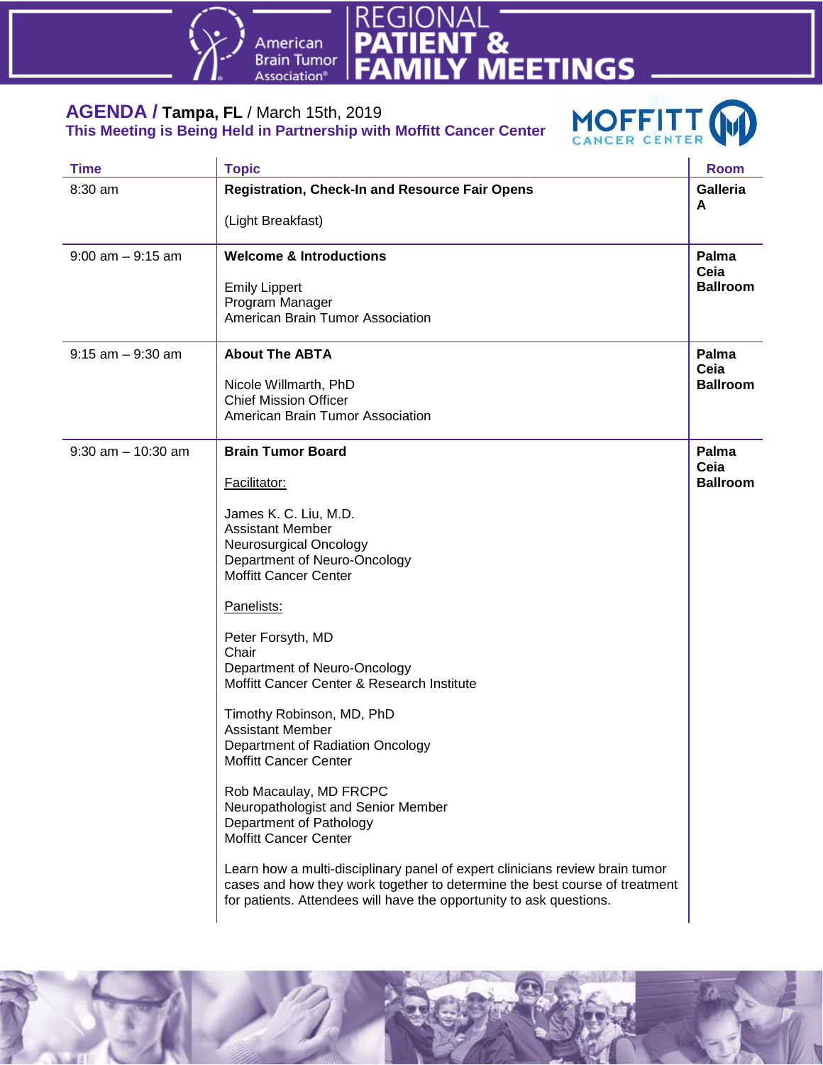# REGIONAL PATIENT & FAMILY MEETINGS

American Brain Tumor Association®

## AGENDA / Tampa, FL / March 15th, 2019

**This Meeting is Being Held in Partnership with Moffitt Cancer Center**

| Time | Topic | Room |
|---|---|---|
| 8:30 am | **Registration, Check-In and Resource Fair Opens**<br><br>(Light Breakfast) | **Galleria A** |
| 9:00 am – 9:15 am | **Welcome & Introductions**<br><br>Emily Lippert<br>Program Manager<br>American Brain Tumor Association | **Palma Ceia Ballroom** |
| 9:15 am – 9:30 am | **About The ABTA**<br><br>Nicole Willmarth, PhD<br>Chief Mission Officer<br>American Brain Tumor Association | **Palma Ceia Ballroom** |
| 9:30 am – 10:30 am | **Brain Tumor Board**<br><br>Facilitator:<br><br>James K. C. Liu, M.D.<br>Assistant Member<br>Neurosurgical Oncology<br>Department of Neuro-Oncology<br>Moffitt Cancer Center<br><br>Panelists:<br><br>Peter Forsyth, MD<br>Chair<br>Department of Neuro-Oncology<br>Moffitt Cancer Center & Research Institute<br><br>Timothy Robinson, MD, PhD<br>Assistant Member<br>Department of Radiation Oncology<br>Moffitt Cancer Center<br><br>Rob Macaulay, MD FRCPC<br>Neuropathologist and Senior Member<br>Department of Pathology<br>Moffitt Cancer Center<br><br>Learn how a multi-disciplinary panel of expert clinicians review brain tumor cases and how they work together to determine the best course of treatment for patients. Attendees will have the opportunity to ask questions. | **Palma Ceia Ballroom** |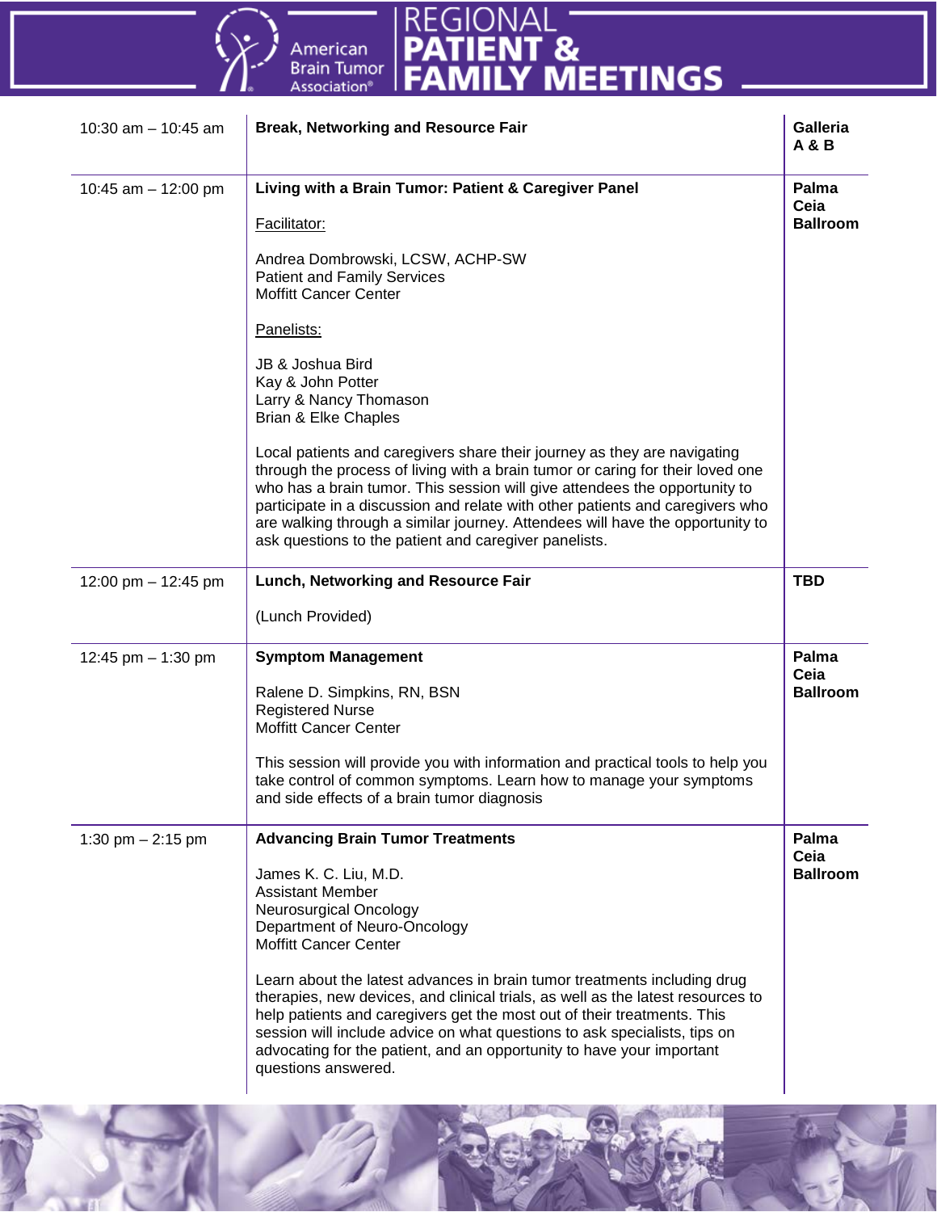| Time | Session | Location |
|---|---|---|
| 10:30 am – 10:45 am | **Break, Networking and Resource Fair** | **Galleria A & B** |
| 10:45 am – 12:00 pm | **Living with a Brain Tumor: Patient & Caregiver Panel**<br><br>Facilitator:<br><br>Andrea Dombrowski, LCSW, ACHP-SW<br>Patient and Family Services<br>Moffitt Cancer Center<br><br>Panelists:<br><br>JB & Joshua Bird<br>Kay & John Potter<br>Larry & Nancy Thomason<br>Brian & Elke Chaples<br><br>Local patients and caregivers share their journey as they are navigating through the process of living with a brain tumor or caring for their loved one who has a brain tumor. This session will give attendees the opportunity to participate in a discussion and relate with other patients and caregivers who are walking through a similar journey. Attendees will have the opportunity to ask questions to the patient and caregiver panelists. | **Palma Ceia Ballroom** |
| 12:00 pm – 12:45 pm | **Lunch, Networking and Resource Fair**<br><br>(Lunch Provided) | **TBD** |
| 12:45 pm – 1:30 pm | **Symptom Management**<br><br>Ralene D. Simpkins, RN, BSN<br>Registered Nurse<br>Moffitt Cancer Center<br><br>This session will provide you with information and practical tools to help you take control of common symptoms. Learn how to manage your symptoms and side effects of a brain tumor diagnosis | **Palma Ceia Ballroom** |
| 1:30 pm – 2:15 pm | **Advancing Brain Tumor Treatments**<br><br>James K. C. Liu, M.D.<br>Assistant Member<br>Neurosurgical Oncology<br>Department of Neuro-Oncology<br>Moffitt Cancer Center<br><br>Learn about the latest advances in brain tumor treatments including drug therapies, new devices, and clinical trials, as well as the latest resources to help patients and caregivers get the most out of their treatments. This session will include advice on what questions to ask specialists, tips on advocating for the patient, and an opportunity to have your important questions answered. | **Palma Ceia Ballroom** |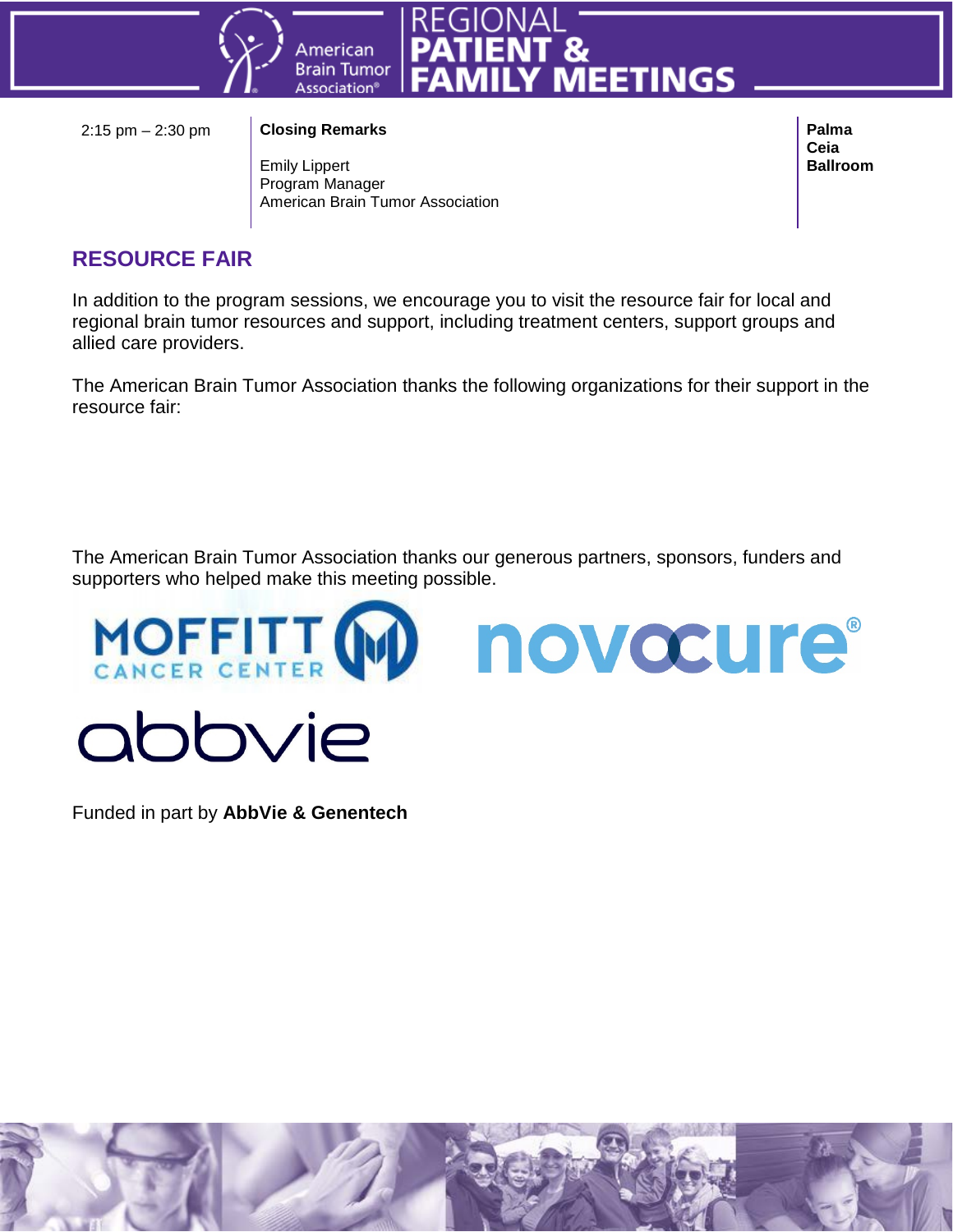| | | |
|---|---|---|
| 2:15 pm – 2:30 pm | **Closing Remarks**<br><br>Emily Lippert<br>Program Manager<br>American Brain Tumor Association | **Palma Ceia Ballroom** |

## RESOURCE FAIR

In addition to the program sessions, we encourage you to visit the resource fair for local and regional brain tumor resources and support, including treatment centers, support groups and allied care providers.

The American Brain Tumor Association thanks the following organizations for their support in the resource fair:

The American Brain Tumor Association thanks our generous partners, sponsors, funders and supporters who helped make this meeting possible.

MOFFITT CANCER CENTER

novocure®

abbvie

Funded in part by **AbbVie & Genentech**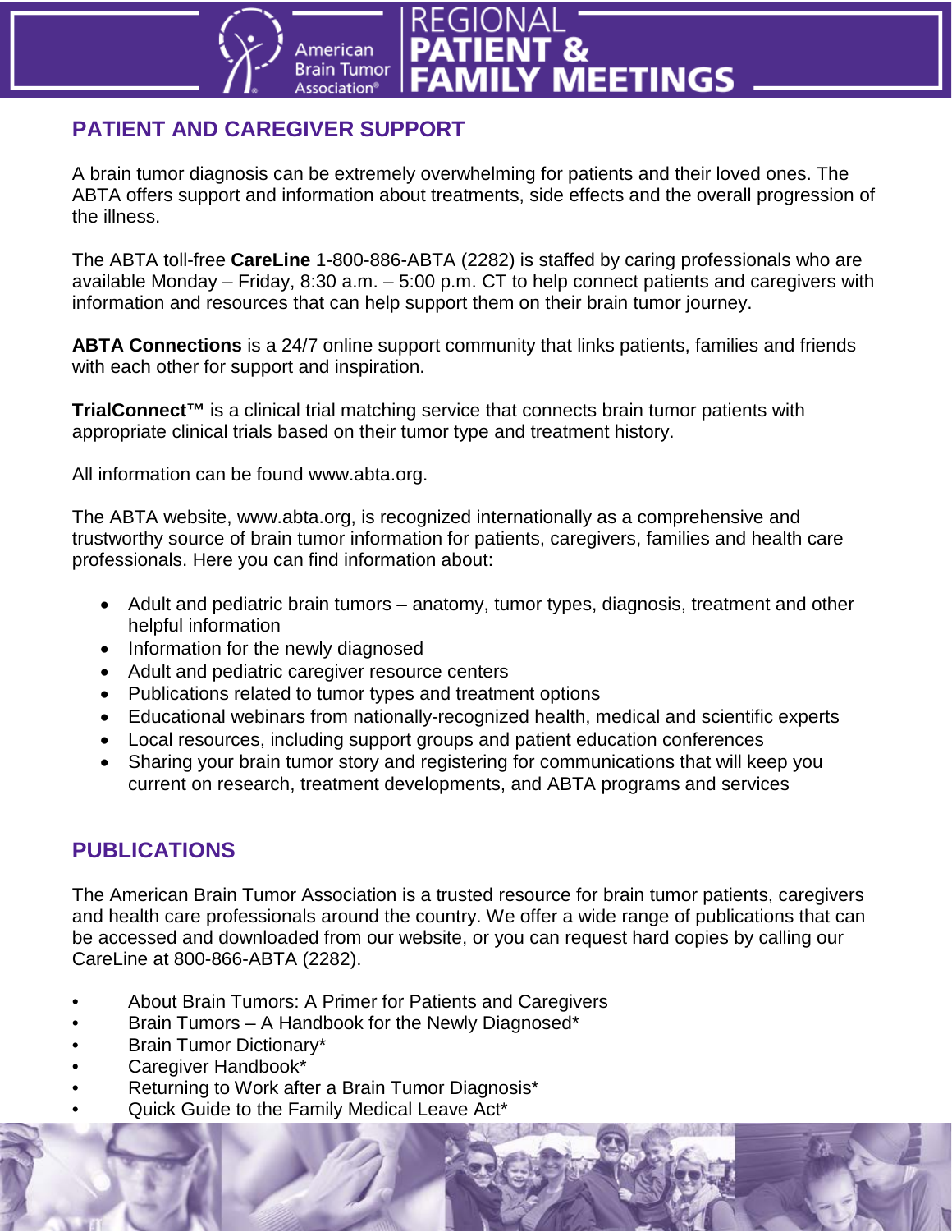## PATIENT AND CAREGIVER SUPPORT

A brain tumor diagnosis can be extremely overwhelming for patients and their loved ones. The ABTA offers support and information about treatments, side effects and the overall progression of the illness.

The ABTA toll-free **CareLine** 1-800-886-ABTA (2282) is staffed by caring professionals who are available Monday – Friday, 8:30 a.m. – 5:00 p.m. CT to help connect patients and caregivers with information and resources that can help support them on their brain tumor journey.

**ABTA Connections** is a 24/7 online support community that links patients, families and friends with each other for support and inspiration.

**TrialConnect™** is a clinical trial matching service that connects brain tumor patients with appropriate clinical trials based on their tumor type and treatment history.

All information can be found www.abta.org.

The ABTA website, www.abta.org, is recognized internationally as a comprehensive and trustworthy source of brain tumor information for patients, caregivers, families and health care professionals. Here you can find information about:

- Adult and pediatric brain tumors – anatomy, tumor types, diagnosis, treatment and other helpful information
- Information for the newly diagnosed
- Adult and pediatric caregiver resource centers
- Publications related to tumor types and treatment options
- Educational webinars from nationally-recognized health, medical and scientific experts
- Local resources, including support groups and patient education conferences
- Sharing your brain tumor story and registering for communications that will keep you current on research, treatment developments, and ABTA programs and services

## PUBLICATIONS

The American Brain Tumor Association is a trusted resource for brain tumor patients, caregivers and health care professionals around the country. We offer a wide range of publications that can be accessed and downloaded from our website, or you can request hard copies by calling our CareLine at 800-866-ABTA (2282).

- About Brain Tumors: A Primer for Patients and Caregivers
- Brain Tumors – A Handbook for the Newly Diagnosed*
- Brain Tumor Dictionary*
- Caregiver Handbook*
- Returning to Work after a Brain Tumor Diagnosis*
- Quick Guide to the Family Medical Leave Act*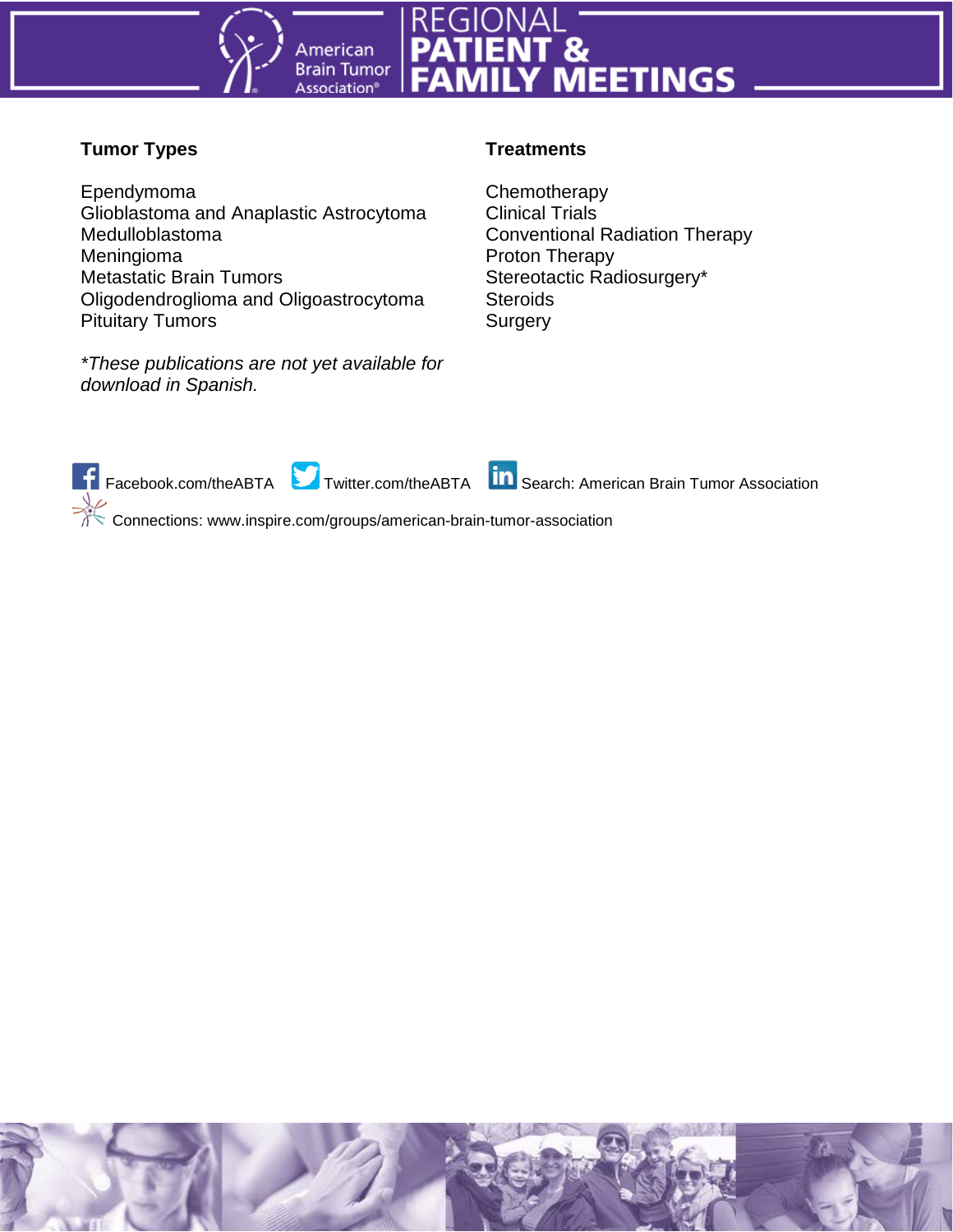### Tumor Types

Ependymoma
Glioblastoma and Anaplastic Astrocytoma
Medulloblastoma
Meningioma
Metastatic Brain Tumors
Oligodendroglioma and Oligoastrocytoma
Pituitary Tumors

*\*These publications are not yet available for download in Spanish.*

### Treatments

Chemotherapy
Clinical Trials
Conventional Radiation Therapy
Proton Therapy
Stereotactic Radiosurgery*
Steroids
Surgery

Facebook.com/theABTA Twitter.com/theABTA Search: American Brain Tumor Association

Connections: www.inspire.com/groups/american-brain-tumor-association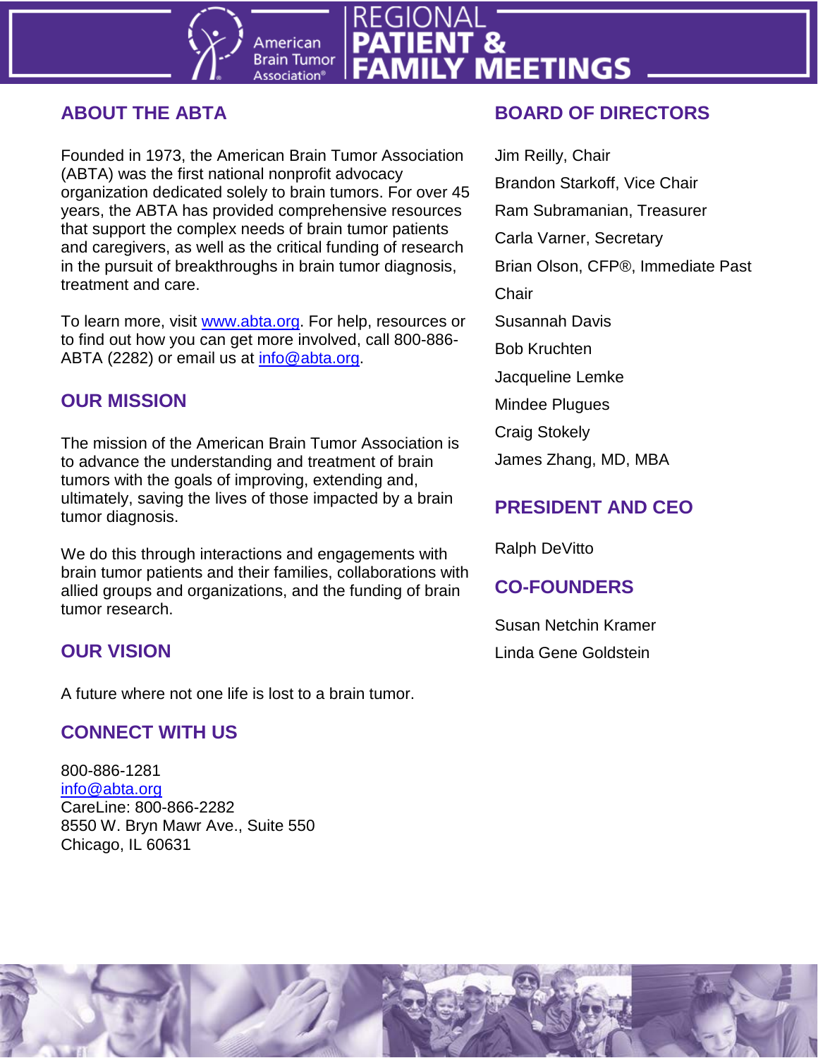## ABOUT THE ABTA

Founded in 1973, the American Brain Tumor Association (ABTA) was the first national nonprofit advocacy organization dedicated solely to brain tumors. For over 45 years, the ABTA has provided comprehensive resources that support the complex needs of brain tumor patients and caregivers, as well as the critical funding of research in the pursuit of breakthroughs in brain tumor diagnosis, treatment and care.

To learn more, visit www.abta.org. For help, resources or to find out how you can get more involved, call 800-886-ABTA (2282) or email us at info@abta.org.

## OUR MISSION

The mission of the American Brain Tumor Association is to advance the understanding and treatment of brain tumors with the goals of improving, extending and, ultimately, saving the lives of those impacted by a brain tumor diagnosis.

We do this through interactions and engagements with brain tumor patients and their families, collaborations with allied groups and organizations, and the funding of brain tumor research.

## OUR VISION

A future where not one life is lost to a brain tumor.

## CONNECT WITH US

800-886-1281
info@abta.org
CareLine: 800-866-2282
8550 W. Bryn Mawr Ave., Suite 550
Chicago, IL 60631

## BOARD OF DIRECTORS

Jim Reilly, Chair

Brandon Starkoff, Vice Chair

Ram Subramanian, Treasurer

Carla Varner, Secretary

Brian Olson, CFP®, Immediate Past Chair

Susannah Davis

Bob Kruchten

Jacqueline Lemke

Mindee Plugues

Craig Stokely

James Zhang, MD, MBA

## PRESIDENT AND CEO

Ralph DeVitto

## CO-FOUNDERS

Susan Netchin Kramer

Linda Gene Goldstein